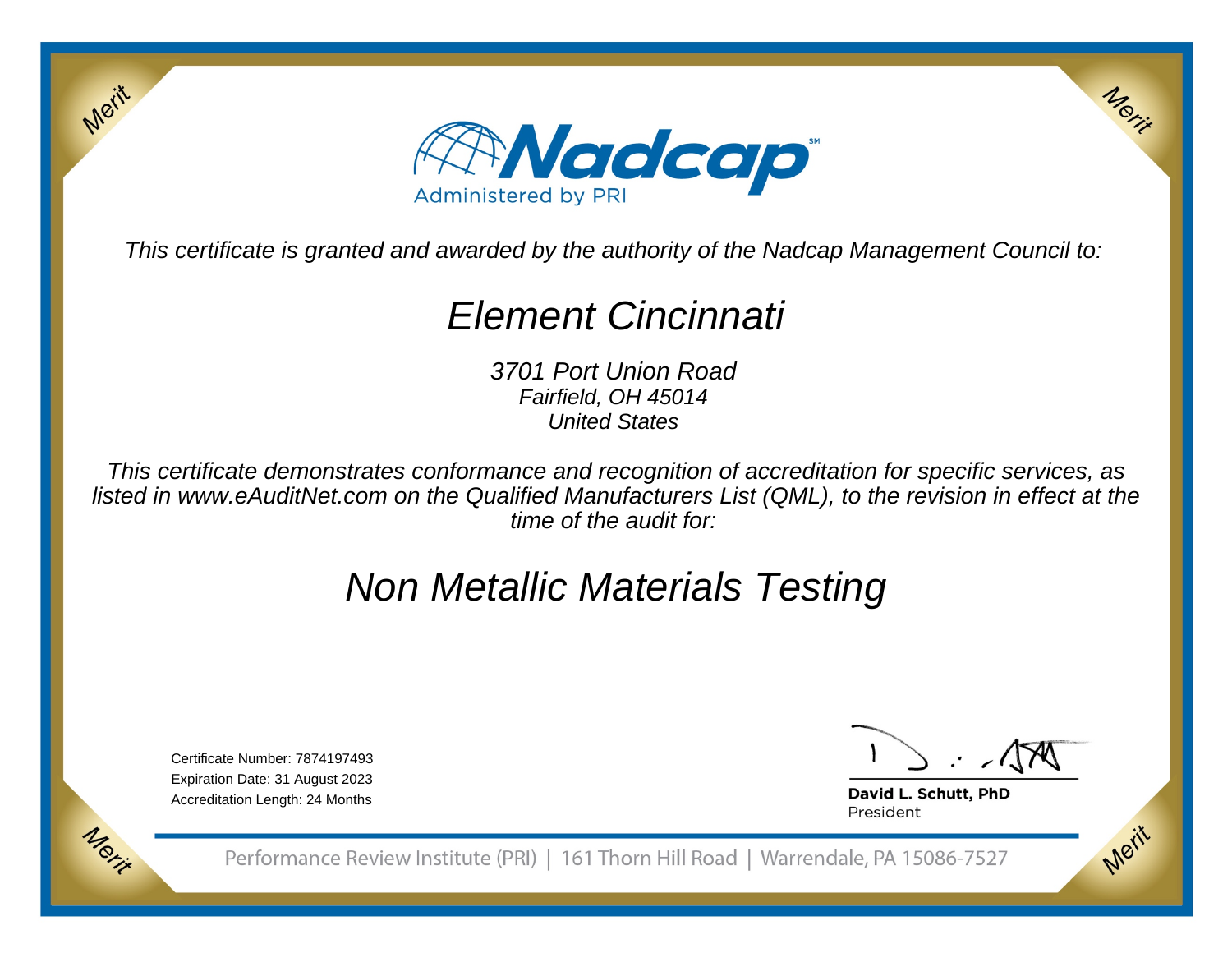Nadcap

Administered by PRI

*This certificate is granted and awarded by the authority of the Nadcap Management Council to:*

# *Element Cincinnati*

*3701 Port Union Road*
*Fairfield, OH 45014*
*United States*

*This certificate demonstrates conformance and recognition of accreditation for specific services, as listed in www.eAuditNet.com on the Qualified Manufacturers List (QML), to the revision in effect at the time of the audit for:*

# *Non Metallic Materials Testing*

Certificate Number: 7874197493
Expiration Date: 31 August 2023
Accreditation Length: 24 Months

**David L. Schutt, PhD**
President

Performance Review Institute (PRI) | 161 Thorn Hill Road | Warrendale, PA 15086-7527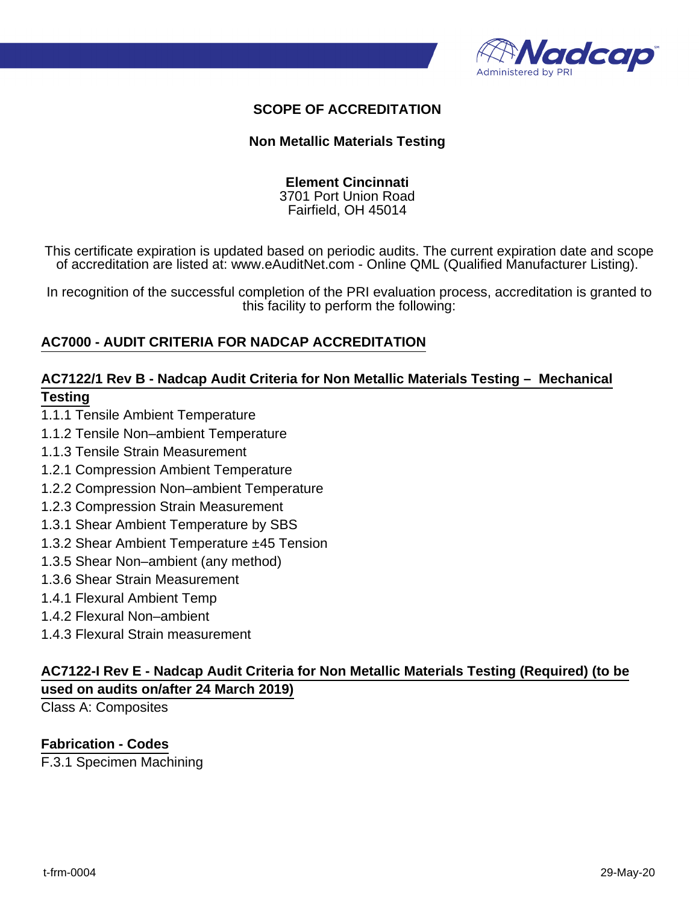# SCOPE OF ACCREDITATION

## Non Metallic Materials Testing

**Element Cincinnati**
3701 Port Union Road
Fairfield, OH 45014

This certificate expiration is updated based on periodic audits. The current expiration date and scope of accreditation are listed at: www.eAuditNet.com - Online QML (Qualified Manufacturer Listing).

In recognition of the successful completion of the PRI evaluation process, accreditation is granted to this facility to perform the following:

### AC7000 - AUDIT CRITERIA FOR NADCAP ACCREDITATION

### AC7122/1 Rev B - Nadcap Audit Criteria for Non Metallic Materials Testing – Mechanical Testing

1.1.1 Tensile Ambient Temperature
1.1.2 Tensile Non–ambient Temperature
1.1.3 Tensile Strain Measurement
1.2.1 Compression Ambient Temperature
1.2.2 Compression Non–ambient Temperature
1.2.3 Compression Strain Measurement
1.3.1 Shear Ambient Temperature by SBS
1.3.2 Shear Ambient Temperature ±45 Tension
1.3.5 Shear Non–ambient (any method)
1.3.6 Shear Strain Measurement
1.4.1 Flexural Ambient Temp
1.4.2 Flexural Non–ambient
1.4.3 Flexural Strain measurement

### AC7122-I Rev E - Nadcap Audit Criteria for Non Metallic Materials Testing (Required) (to be used on audits on/after 24 March 2019)

Class A: Composites

### Fabrication - Codes

F.3.1 Specimen Machining